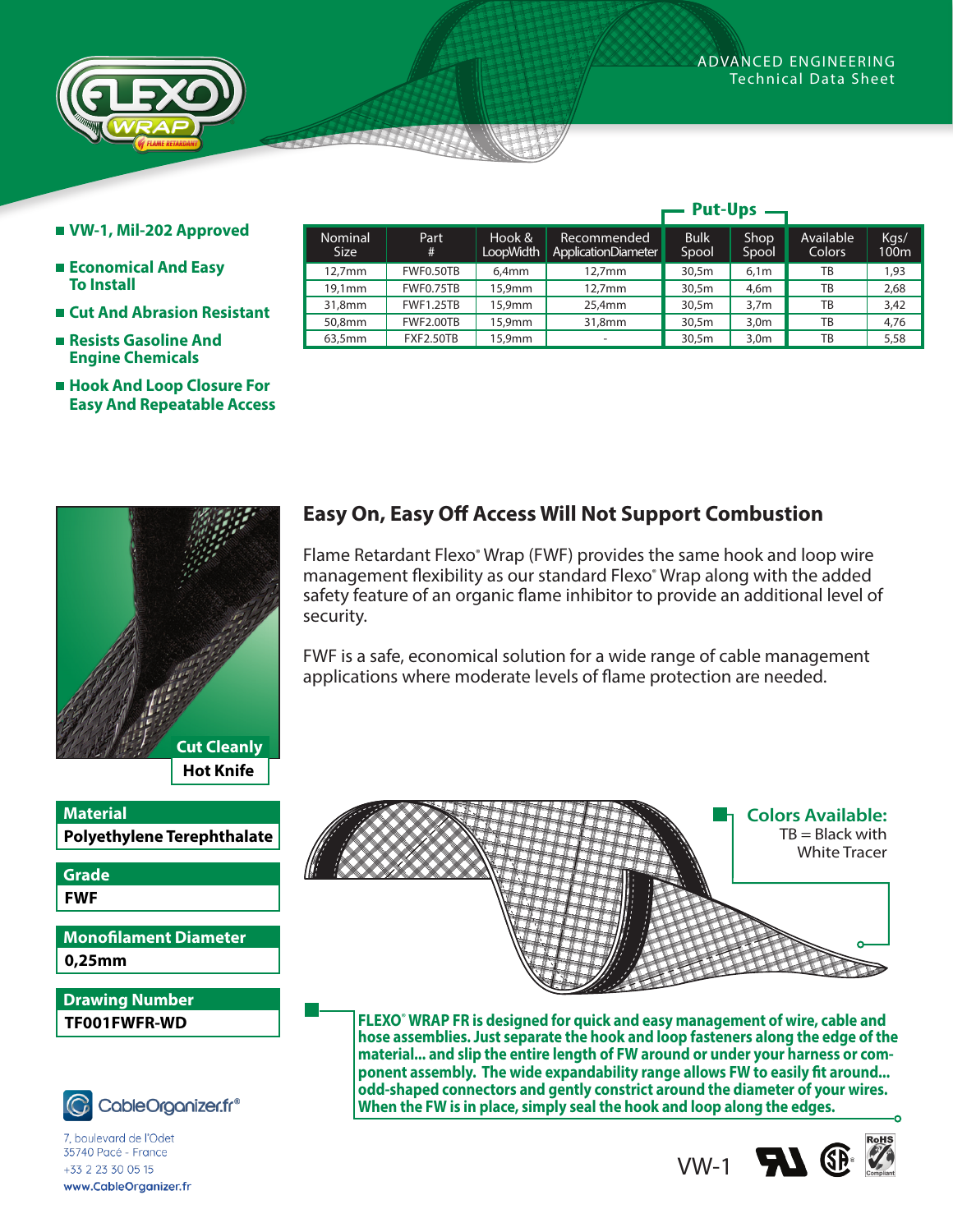ADVANCED ENGINEERING
Technical Data Sheet

- VW-1, Mil-202 Approved
- Economical And Easy To Install
- Cut And Abrasion Resistant
- Resists Gasoline And Engine Chemicals
- Hook And Loop Closure For Easy And Repeatable Access

| Nominal Size | Part # | Hook & LoopWidth | Recommended ApplicationDiameter | Put-Ups Bulk Spool | Put-Ups Shop Spool | Available Colors | Kgs/ 100m |
|---|---|---|---|---|---|---|---|
| 12,7mm | FWF0.50TB | 6,4mm | 12,7mm | 30,5m | 6,1m | TB | 1,93 |
| 19,1mm | FWF0.75TB | 15,9mm | 12,7mm | 30,5m | 4,6m | TB | 2,68 |
| 31,8mm | FWF1.25TB | 15,9mm | 25,4mm | 30,5m | 3,7m | TB | 3,42 |
| 50,8mm | FWF2.00TB | 15,9mm | 31,8mm | 30,5m | 3,0m | TB | 4,76 |
| 63,5mm | FXF2.50TB | 15,9mm | - | 30,5m | 3,0m | TB | 5,58 |

Cut Cleanly
Hot Knife

## Easy On, Easy Off Access Will Not Support Combustion

Flame Retardant Flexo® Wrap (FWF) provides the same hook and loop wire management flexibility as our standard Flexo® Wrap along with the added safety feature of an organic flame inhibitor to provide an additional level of security.

FWF is a safe, economical solution for a wide range of cable management applications where moderate levels of flame protection are needed.

**Material**
Polyethylene Terephthalate

**Grade**
FWF

**Monofilament Diameter**
0,25mm

**Drawing Number**
TF001FWFR-WD

**Colors Available:**
TB = Black with White Tracer

**FLEXO® WRAP FR is designed for quick and easy management of wire, cable and hose assemblies. Just separate the hook and loop fasteners along the edge of the material... and slip the entire length of FW around or under your harness or component assembly. The wide expandability range allows FW to easily fit around... odd-shaped connectors and gently constrict around the diameter of your wires. When the FW is in place, simply seal the hook and loop along the edges.**

CableOrganizer.fr®
7, boulevard de l'Odet
35740 Pacé - France
+33 2 23 30 05 15
www.CableOrganizer.fr

VW-1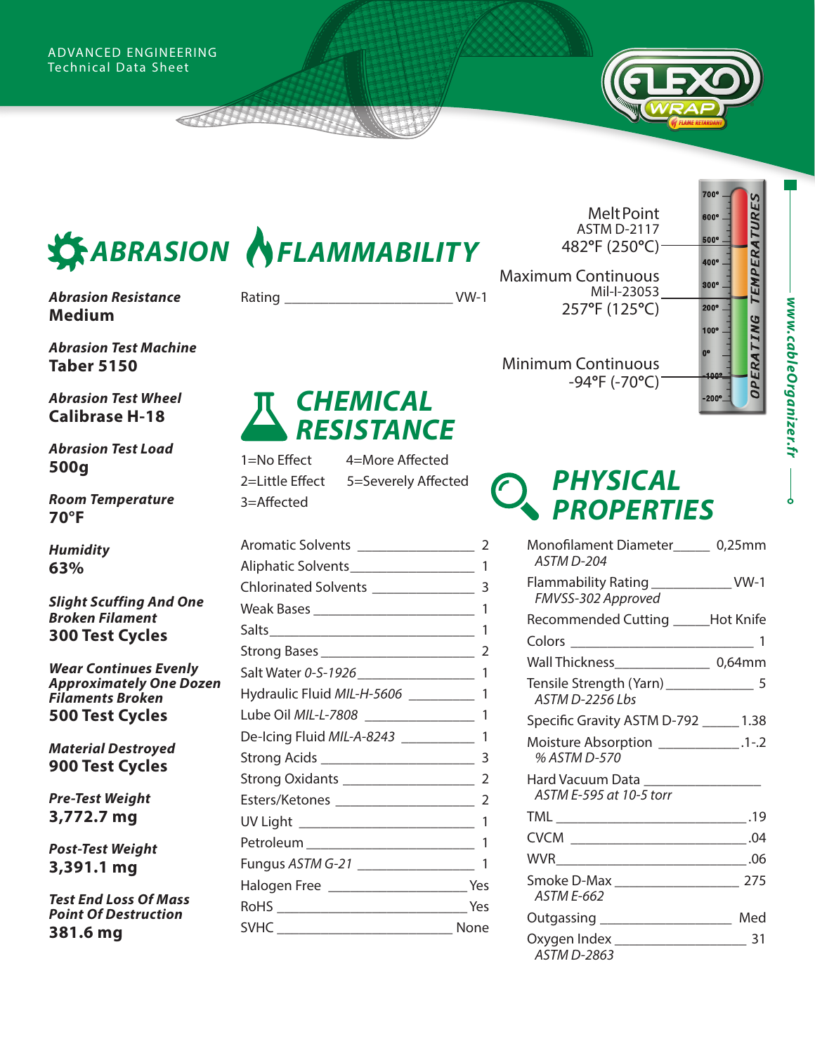ADVANCED ENGINEERING
Technical Data Sheet

FLEXO WRAP
FLAME RETARDANT

# ABRASION

***Abrasion Resistance***
**Medium**

***Abrasion Test Machine***
**Taber 5150**

***Abrasion Test Wheel***
**Calibrase H-18**

***Abrasion Test Load***
**500g**

***Room Temperature***
**70°F**

***Humidity***
**63%**

***Slight Scuffing And One Broken Filament***
**300 Test Cycles**

***Wear Continues Evenly Approximately One Dozen Filaments Broken***
**500 Test Cycles**

***Material Destroyed***
**900 Test Cycles**

***Pre-Test Weight***
**3,772.7 mg**

***Post-Test Weight***
**3,391.1 mg**

***Test End Loss Of Mass Point Of Destruction***
**381.6 mg**

# FLAMMABILITY

Rating ____________________ VW-1

# CHEMICAL RESISTANCE

1=No Effect
2=Little Effect
3=Affected
4=More Affected
5=Severely Affected

| | |
|---|---|
| Aromatic Solvents | 2 |
| Aliphatic Solvents | 1 |
| Chlorinated Solvents | 3 |
| Weak Bases | 1 |
| Salts | 1 |
| Strong Bases | 2 |
| Salt Water *0-S-1926* | 1 |
| Hydraulic Fluid *MIL-H-5606* | 1 |
| Lube Oil *MIL-L-7808* | 1 |
| De-Icing Fluid *MIL-A-8243* | 1 |
| Strong Acids | 3 |
| Strong Oxidants | 2 |
| Esters/Ketones | 2 |
| UV Light | 1 |
| Petroleum | 1 |
| Fungus *ASTM G-21* | 1 |
| Halogen Free | Yes |
| RoHS | Yes |
| SVHC | None |

# OPERATING TEMPERATURES

Melt Point
ASTM D-2117
482°F (250°C)

Maximum Continuous
Mil-I-23053
257°F (125°C)

Minimum Continuous
-94°F (-70°C)

700° 600° 500° 400° 300° 200° 100° 0° -100° -200°

# PHYSICAL PROPERTIES

| | |
|---|---|
| Monofilament Diameter *ASTM D-204* | 0,25mm |
| Flammability Rating *FMVSS-302 Approved* | VW-1 |
| Recommended Cutting | Hot Knife |
| Colors | 1 |
| Wall Thickness | 0,64mm |
| Tensile Strength (Yarn) *ASTM D-2256 Lbs* | 5 |
| Specific Gravity ASTM D-792 | 1.38 |
| Moisture Absorption *% ASTM D-570* | .1-.2 |
| Hard Vacuum Data *ASTM E-595 at 10-5 torr* | |
| TML | .19 |
| CVCM | .04 |
| WVR | .06 |
| Smoke D-Max *ASTM E-662* | 275 |
| Outgassing | Med |
| Oxygen Index *ASTM D-2863* | 31 |

www.cableOrganizer.fr